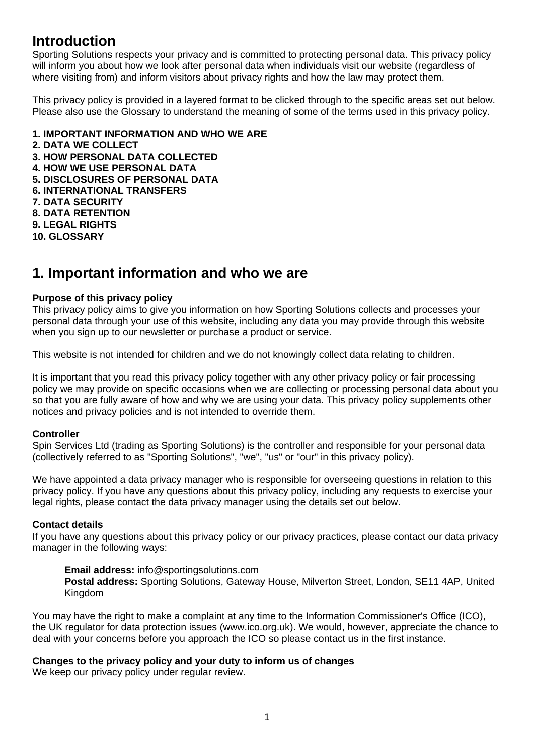## Introduction

Sporting Solutions respects your privacy and is committed to protecting personal data. This privacy policy will inform you about how we look after personal data when individuals visit our website (regardless of where visiting from) and inform visitors about privacy rights and how the law may protect them.

This privacy policy is provided in a layered format to be clicked through to the specific areas set out below. Please also use the Glossary to understand the meaning of some of the terms used in this privacy policy.

**1. IMPORTANT INFORMATION AND WHO WE ARE**
**2. DATA WE COLLECT**
**3. HOW PERSONAL DATA COLLECTED**
**4. HOW WE USE PERSONAL DATA**
**5. DISCLOSURES OF PERSONAL DATA**
**6. INTERNATIONAL TRANSFERS**
**7. DATA SECURITY**
**8. DATA RETENTION**
**9. LEGAL RIGHTS**
**10. GLOSSARY**

## 1. Important information and who we are

**Purpose of this privacy policy**
This privacy policy aims to give you information on how Sporting Solutions collects and processes your personal data through your use of this website, including any data you may provide through this website when you sign up to our newsletter or purchase a product or service.

This website is not intended for children and we do not knowingly collect data relating to children.

It is important that you read this privacy policy together with any other privacy policy or fair processing policy we may provide on specific occasions when we are collecting or processing personal data about you so that you are fully aware of how and why we are using your data. This privacy policy supplements other notices and privacy policies and is not intended to override them.

**Controller**
Spin Services Ltd (trading as Sporting Solutions) is the controller and responsible for your personal data (collectively referred to as "Sporting Solutions", "we", "us" or "our" in this privacy policy).

We have appointed a data privacy manager who is responsible for overseeing questions in relation to this privacy policy. If you have any questions about this privacy policy, including any requests to exercise your legal rights, please contact the data privacy manager using the details set out below.

**Contact details**
If you have any questions about this privacy policy or our privacy practices, please contact our data privacy manager in the following ways:

> **Email address:** info@sportingsolutions.com
> **Postal address:** Sporting Solutions, Gateway House, Milverton Street, London, SE11 4AP, United Kingdom

You may have the right to make a complaint at any time to the Information Commissioner's Office (ICO), the UK regulator for data protection issues (www.ico.org.uk). We would, however, appreciate the chance to deal with your concerns before you approach the ICO so please contact us in the first instance.

**Changes to the privacy policy and your duty to inform us of changes**
We keep our privacy policy under regular review.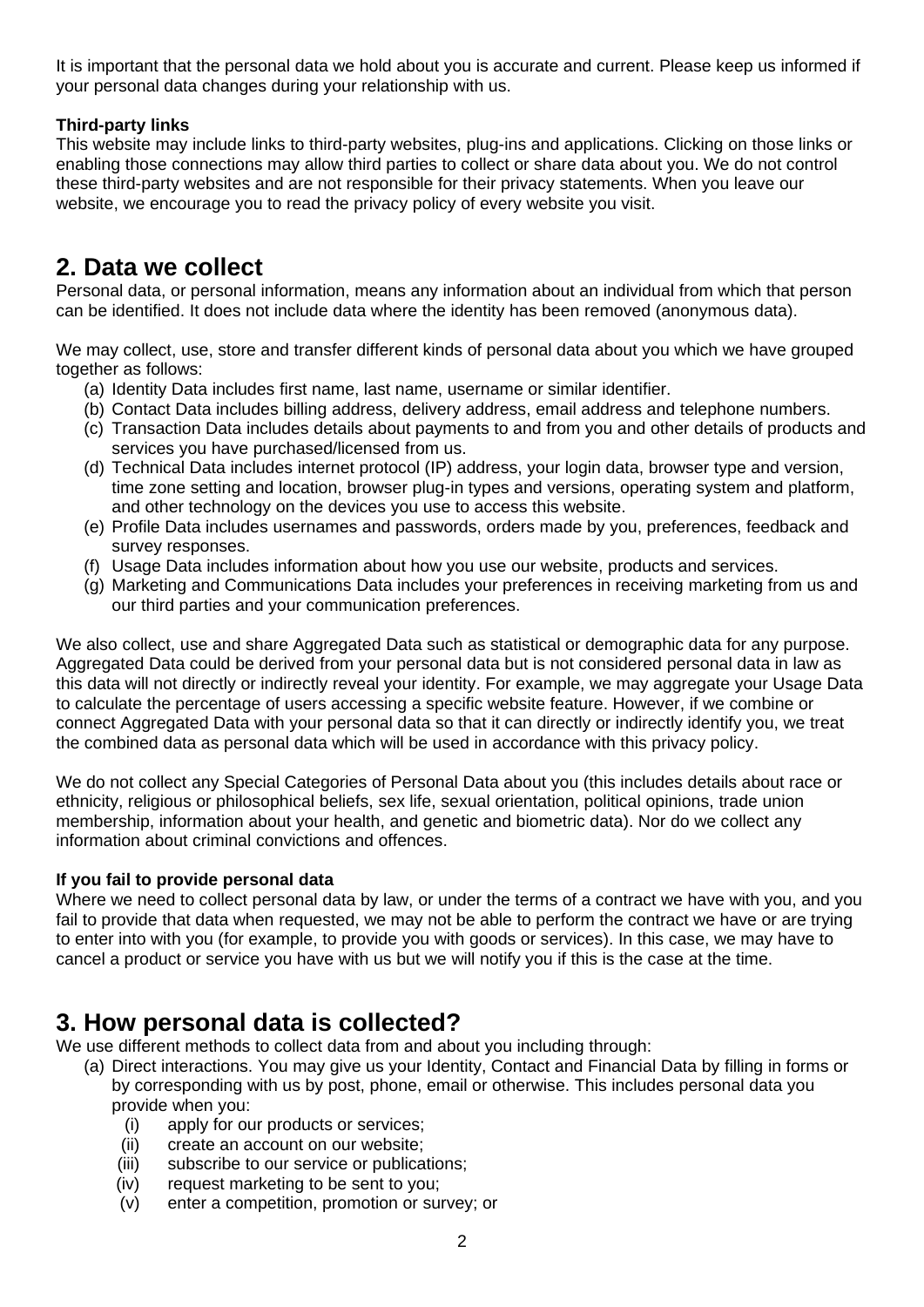It is important that the personal data we hold about you is accurate and current. Please keep us informed if your personal data changes during your relationship with us.

**Third-party links**
This website may include links to third-party websites, plug-ins and applications. Clicking on those links or enabling those connections may allow third parties to collect or share data about you. We do not control these third-party websites and are not responsible for their privacy statements. When you leave our website, we encourage you to read the privacy policy of every website you visit.

## 2. Data we collect

Personal data, or personal information, means any information about an individual from which that person can be identified. It does not include data where the identity has been removed (anonymous data).

We may collect, use, store and transfer different kinds of personal data about you which we have grouped together as follows:

(a) Identity Data includes first name, last name, username or similar identifier.
(b) Contact Data includes billing address, delivery address, email address and telephone numbers.
(c) Transaction Data includes details about payments to and from you and other details of products and services you have purchased/licensed from us.
(d) Technical Data includes internet protocol (IP) address, your login data, browser type and version, time zone setting and location, browser plug-in types and versions, operating system and platform, and other technology on the devices you use to access this website.
(e) Profile Data includes usernames and passwords, orders made by you, preferences, feedback and survey responses.
(f) Usage Data includes information about how you use our website, products and services.
(g) Marketing and Communications Data includes your preferences in receiving marketing from us and our third parties and your communication preferences.

We also collect, use and share Aggregated Data such as statistical or demographic data for any purpose. Aggregated Data could be derived from your personal data but is not considered personal data in law as this data will not directly or indirectly reveal your identity. For example, we may aggregate your Usage Data to calculate the percentage of users accessing a specific website feature. However, if we combine or connect Aggregated Data with your personal data so that it can directly or indirectly identify you, we treat the combined data as personal data which will be used in accordance with this privacy policy.

We do not collect any Special Categories of Personal Data about you (this includes details about race or ethnicity, religious or philosophical beliefs, sex life, sexual orientation, political opinions, trade union membership, information about your health, and genetic and biometric data). Nor do we collect any information about criminal convictions and offences.

**If you fail to provide personal data**
Where we need to collect personal data by law, or under the terms of a contract we have with you, and you fail to provide that data when requested, we may not be able to perform the contract we have or are trying to enter into with you (for example, to provide you with goods or services). In this case, we may have to cancel a product or service you have with us but we will notify you if this is the case at the time.

## 3. How personal data is collected?

We use different methods to collect data from and about you including through:

(a) Direct interactions. You may give us your Identity, Contact and Financial Data by filling in forms or by corresponding with us by post, phone, email or otherwise. This includes personal data you provide when you:
   (i) apply for our products or services;
   (ii) create an account on our website;
   (iii) subscribe to our service or publications;
   (iv) request marketing to be sent to you;
   (v) enter a competition, promotion or survey; or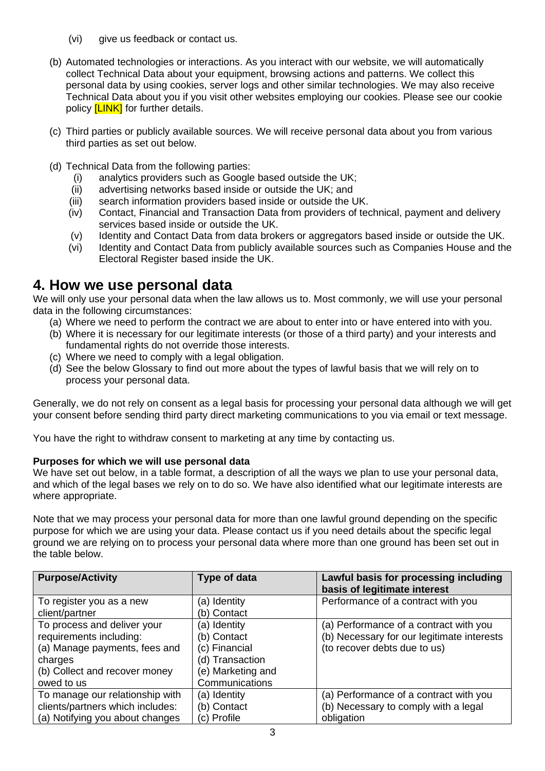(vi) give us feedback or contact us.

(b) Automated technologies or interactions. As you interact with our website, we will automatically collect Technical Data about your equipment, browsing actions and patterns. We collect this personal data by using cookies, server logs and other similar technologies. We may also receive Technical Data about you if you visit other websites employing our cookies. Please see our cookie policy [LINK] for further details.

(c) Third parties or publicly available sources. We will receive personal data about you from various third parties as set out below.

(d) Technical Data from the following parties:
   (i) analytics providers such as Google based outside the UK;
   (ii) advertising networks based inside or outside the UK; and
   (iii) search information providers based inside or outside the UK.
   (iv) Contact, Financial and Transaction Data from providers of technical, payment and delivery services based inside or outside the UK.
   (v) Identity and Contact Data from data brokers or aggregators based inside or outside the UK.
   (vi) Identity and Contact Data from publicly available sources such as Companies House and the Electoral Register based inside the UK.

# 4. How we use personal data

We will only use your personal data when the law allows us to. Most commonly, we will use your personal data in the following circumstances:

(a) Where we need to perform the contract we are about to enter into or have entered into with you.
(b) Where it is necessary for our legitimate interests (or those of a third party) and your interests and fundamental rights do not override those interests.
(c) Where we need to comply with a legal obligation.
(d) See the below Glossary to find out more about the types of lawful basis that we will rely on to process your personal data.

Generally, we do not rely on consent as a legal basis for processing your personal data although we will get your consent before sending third party direct marketing communications to you via email or text message.

You have the right to withdraw consent to marketing at any time by contacting us.

**Purposes for which we will use personal data**

We have set out below, in a table format, a description of all the ways we plan to use your personal data, and which of the legal bases we rely on to do so. We have also identified what our legitimate interests are where appropriate.

Note that we may process your personal data for more than one lawful ground depending on the specific purpose for which we are using your data. Please contact us if you need details about the specific legal ground we are relying on to process your personal data where more than one ground has been set out in the table below.

| Purpose/Activity | Type of data | Lawful basis for processing including basis of legitimate interest |
|---|---|---|
| To register you as a new client/partner | (a) Identity<br>(b) Contact | Performance of a contract with you |
| To process and deliver your requirements including:<br>(a) Manage payments, fees and charges<br>(b) Collect and recover money owed to us | (a) Identity<br>(b) Contact<br>(c) Financial<br>(d) Transaction<br>(e) Marketing and Communications | (a) Performance of a contract with you<br>(b) Necessary for our legitimate interests (to recover debts due to us) |
| To manage our relationship with clients/partners which includes:<br>(a) Notifying you about changes | (a) Identity<br>(b) Contact<br>(c) Profile | (a) Performance of a contract with you<br>(b) Necessary to comply with a legal obligation |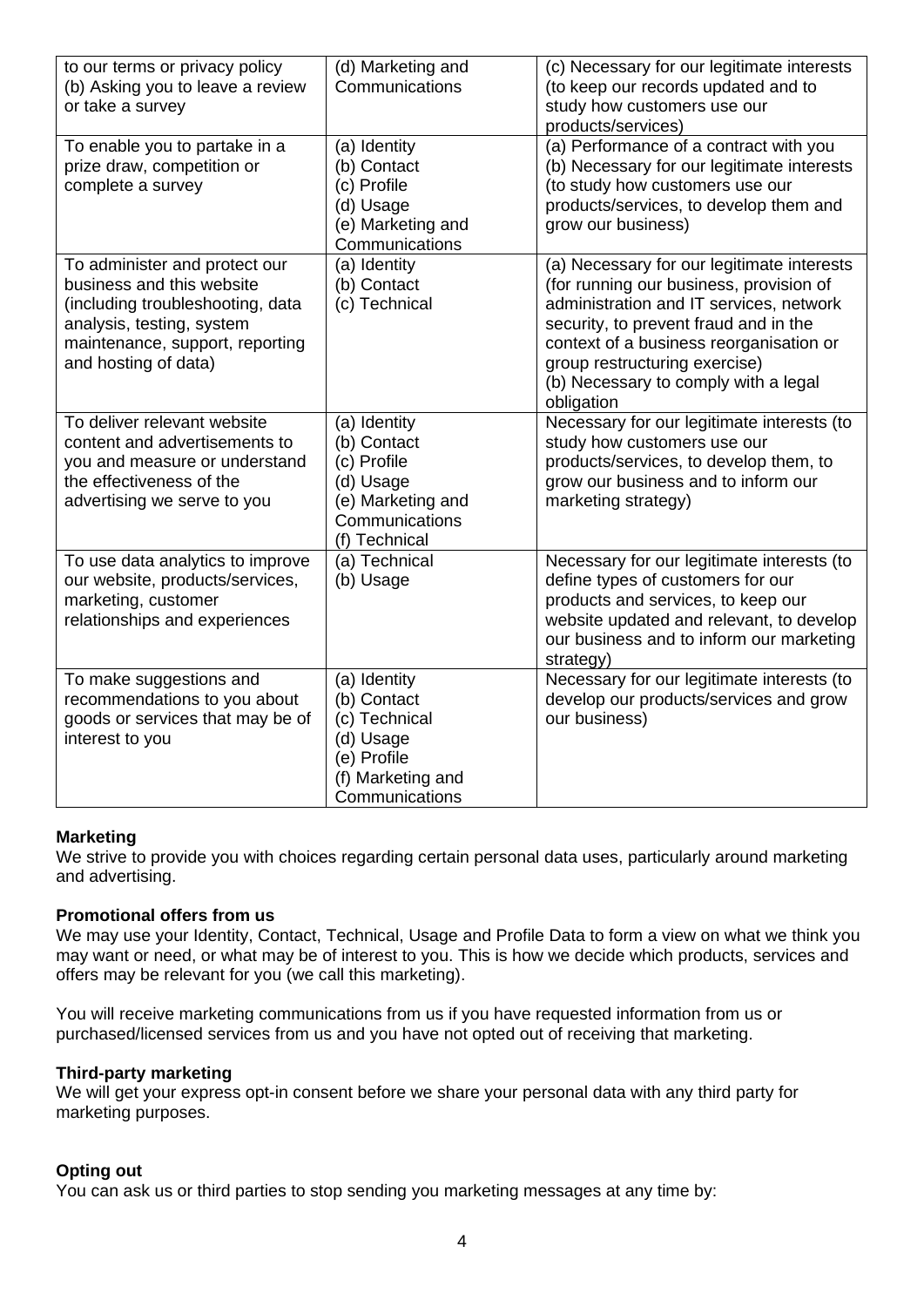| | | |
|---|---|---|
| to our terms or privacy policy<br>(b) Asking you to leave a review or take a survey | (d) Marketing and Communications | (c) Necessary for our legitimate interests (to keep our records updated and to study how customers use our products/services) |
| To enable you to partake in a prize draw, competition or complete a survey | (a) Identity<br>(b) Contact<br>(c) Profile<br>(d) Usage<br>(e) Marketing and Communications | (a) Performance of a contract with you<br>(b) Necessary for our legitimate interests (to study how customers use our products/services, to develop them and grow our business) |
| To administer and protect our business and this website (including troubleshooting, data analysis, testing, system maintenance, support, reporting and hosting of data) | (a) Identity<br>(b) Contact<br>(c) Technical | (a) Necessary for our legitimate interests (for running our business, provision of administration and IT services, network security, to prevent fraud and in the context of a business reorganisation or group restructuring exercise)<br>(b) Necessary to comply with a legal obligation |
| To deliver relevant website content and advertisements to you and measure or understand the effectiveness of the advertising we serve to you | (a) Identity<br>(b) Contact<br>(c) Profile<br>(d) Usage<br>(e) Marketing and Communications<br>(f) Technical | Necessary for our legitimate interests (to study how customers use our products/services, to develop them, to grow our business and to inform our marketing strategy) |
| To use data analytics to improve our website, products/services, marketing, customer relationships and experiences | (a) Technical<br>(b) Usage | Necessary for our legitimate interests (to define types of customers for our products and services, to keep our website updated and relevant, to develop our business and to inform our marketing strategy) |
| To make suggestions and recommendations to you about goods or services that may be of interest to you | (a) Identity<br>(b) Contact<br>(c) Technical<br>(d) Usage<br>(e) Profile<br>(f) Marketing and Communications | Necessary for our legitimate interests (to develop our products/services and grow our business) |

**Marketing**

We strive to provide you with choices regarding certain personal data uses, particularly around marketing and advertising.

**Promotional offers from us**

We may use your Identity, Contact, Technical, Usage and Profile Data to form a view on what we think you may want or need, or what may be of interest to you. This is how we decide which products, services and offers may be relevant for you (we call this marketing).

You will receive marketing communications from us if you have requested information from us or purchased/licensed services from us and you have not opted out of receiving that marketing.

**Third-party marketing**

We will get your express opt-in consent before we share your personal data with any third party for marketing purposes.

**Opting out**

You can ask us or third parties to stop sending you marketing messages at any time by: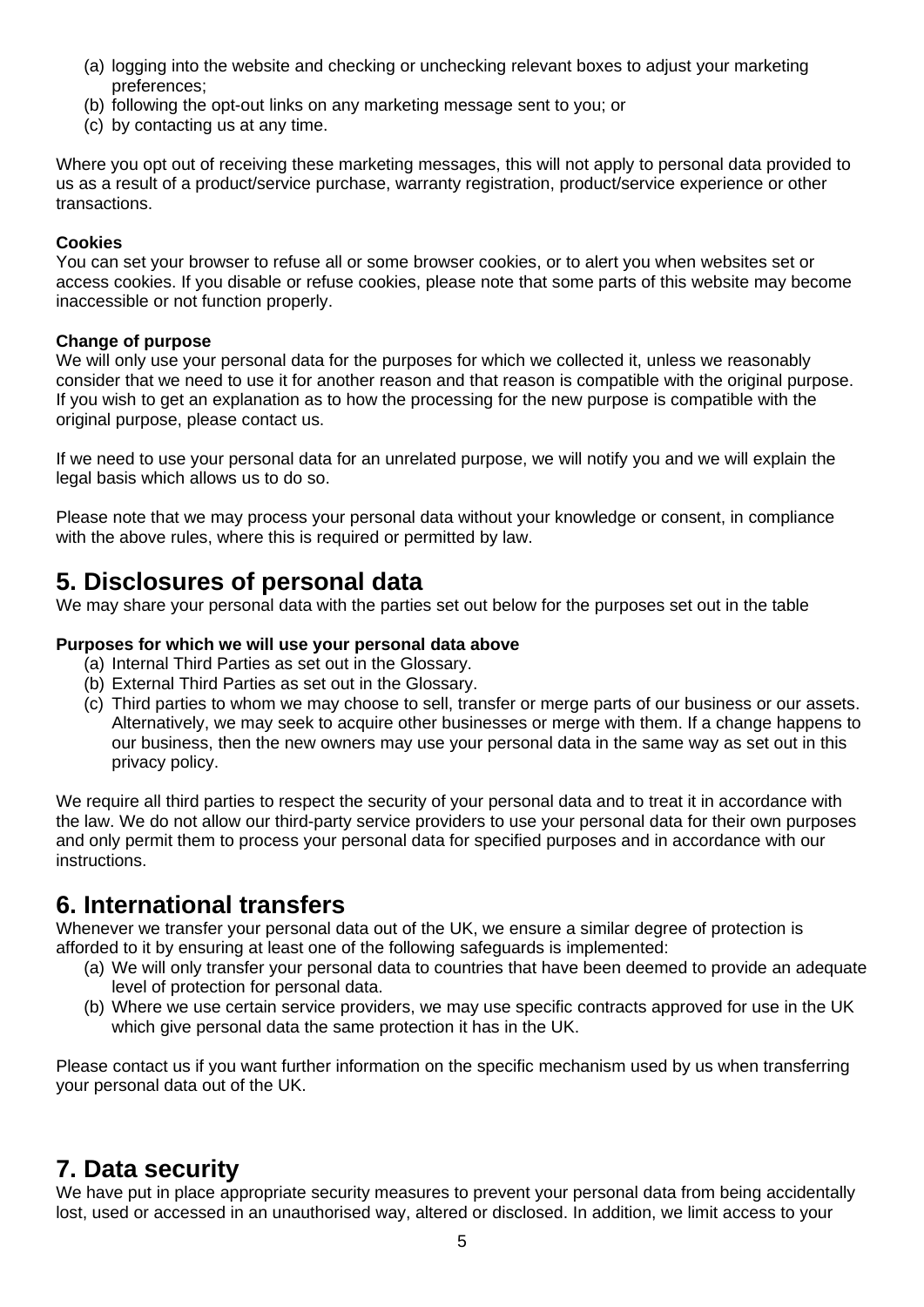(a) logging into the website and checking or unchecking relevant boxes to adjust your marketing preferences;
(b) following the opt-out links on any marketing message sent to you; or
(c) by contacting us at any time.

Where you opt out of receiving these marketing messages, this will not apply to personal data provided to us as a result of a product/service purchase, warranty registration, product/service experience or other transactions.

**Cookies**
You can set your browser to refuse all or some browser cookies, or to alert you when websites set or access cookies. If you disable or refuse cookies, please note that some parts of this website may become inaccessible or not function properly.

**Change of purpose**
We will only use your personal data for the purposes for which we collected it, unless we reasonably consider that we need to use it for another reason and that reason is compatible with the original purpose. If you wish to get an explanation as to how the processing for the new purpose is compatible with the original purpose, please contact us.

If we need to use your personal data for an unrelated purpose, we will notify you and we will explain the legal basis which allows us to do so.

Please note that we may process your personal data without your knowledge or consent, in compliance with the above rules, where this is required or permitted by law.

## 5. Disclosures of personal data

We may share your personal data with the parties set out below for the purposes set out in the table

**Purposes for which we will use your personal data above**

(a) Internal Third Parties as set out in the Glossary.
(b) External Third Parties as set out in the Glossary.
(c) Third parties to whom we may choose to sell, transfer or merge parts of our business or our assets. Alternatively, we may seek to acquire other businesses or merge with them. If a change happens to our business, then the new owners may use your personal data in the same way as set out in this privacy policy.

We require all third parties to respect the security of your personal data and to treat it in accordance with the law. We do not allow our third-party service providers to use your personal data for their own purposes and only permit them to process your personal data for specified purposes and in accordance with our instructions.

## 6. International transfers

Whenever we transfer your personal data out of the UK, we ensure a similar degree of protection is afforded to it by ensuring at least one of the following safeguards is implemented:

(a) We will only transfer your personal data to countries that have been deemed to provide an adequate level of protection for personal data.
(b) Where we use certain service providers, we may use specific contracts approved for use in the UK which give personal data the same protection it has in the UK.

Please contact us if you want further information on the specific mechanism used by us when transferring your personal data out of the UK.

## 7. Data security

We have put in place appropriate security measures to prevent your personal data from being accidentally lost, used or accessed in an unauthorised way, altered or disclosed. In addition, we limit access to your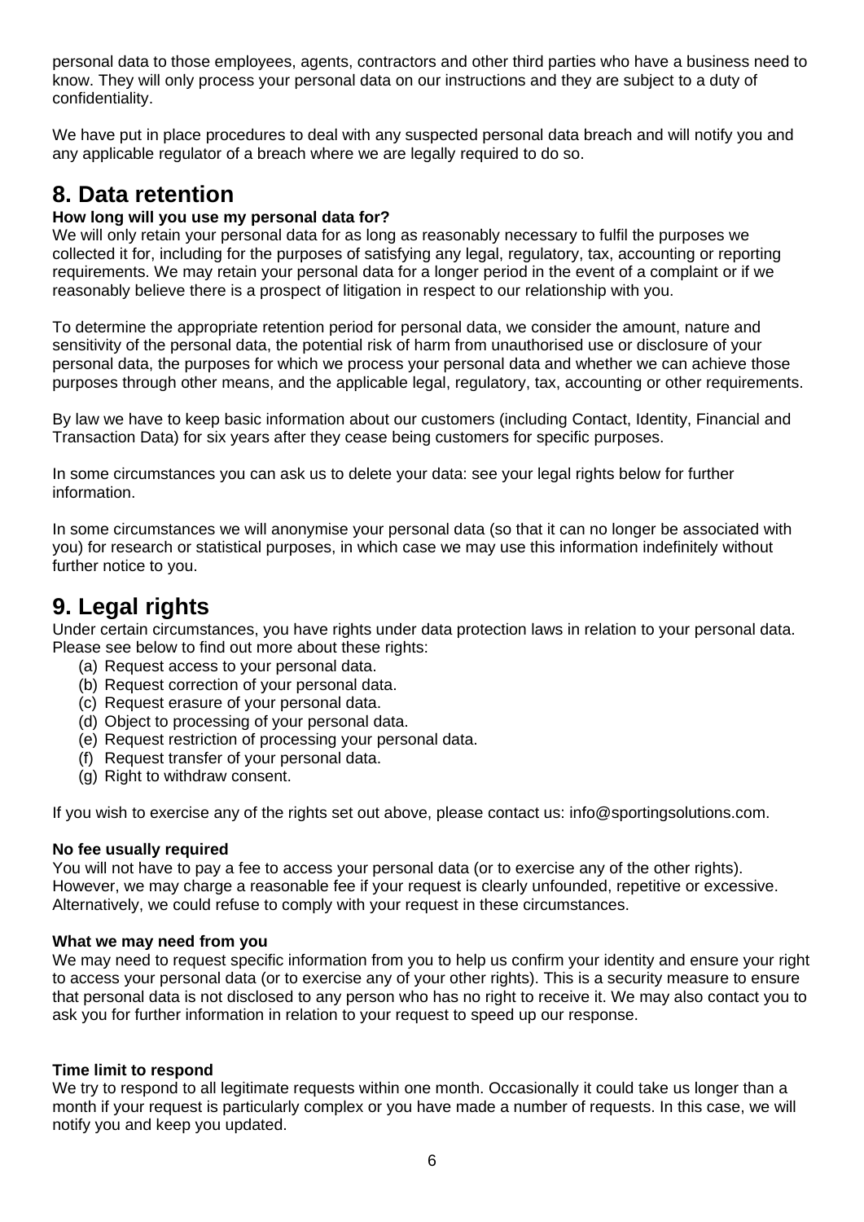personal data to those employees, agents, contractors and other third parties who have a business need to know. They will only process your personal data on our instructions and they are subject to a duty of confidentiality.

We have put in place procedures to deal with any suspected personal data breach and will notify you and any applicable regulator of a breach where we are legally required to do so.

# 8. Data retention

**How long will you use my personal data for?**

We will only retain your personal data for as long as reasonably necessary to fulfil the purposes we collected it for, including for the purposes of satisfying any legal, regulatory, tax, accounting or reporting requirements. We may retain your personal data for a longer period in the event of a complaint or if we reasonably believe there is a prospect of litigation in respect to our relationship with you.

To determine the appropriate retention period for personal data, we consider the amount, nature and sensitivity of the personal data, the potential risk of harm from unauthorised use or disclosure of your personal data, the purposes for which we process your personal data and whether we can achieve those purposes through other means, and the applicable legal, regulatory, tax, accounting or other requirements.

By law we have to keep basic information about our customers (including Contact, Identity, Financial and Transaction Data) for six years after they cease being customers for specific purposes.

In some circumstances you can ask us to delete your data: see your legal rights below for further information.

In some circumstances we will anonymise your personal data (so that it can no longer be associated with you) for research or statistical purposes, in which case we may use this information indefinitely without further notice to you.

# 9. Legal rights

Under certain circumstances, you have rights under data protection laws in relation to your personal data. Please see below to find out more about these rights:

(a) Request access to your personal data.
(b) Request correction of your personal data.
(c) Request erasure of your personal data.
(d) Object to processing of your personal data.
(e) Request restriction of processing your personal data.
(f) Request transfer of your personal data.
(g) Right to withdraw consent.

If you wish to exercise any of the rights set out above, please contact us: info@sportingsolutions.com.

**No fee usually required**

You will not have to pay a fee to access your personal data (or to exercise any of the other rights). However, we may charge a reasonable fee if your request is clearly unfounded, repetitive or excessive. Alternatively, we could refuse to comply with your request in these circumstances.

**What we may need from you**

We may need to request specific information from you to help us confirm your identity and ensure your right to access your personal data (or to exercise any of your other rights). This is a security measure to ensure that personal data is not disclosed to any person who has no right to receive it. We may also contact you to ask you for further information in relation to your request to speed up our response.

**Time limit to respond**

We try to respond to all legitimate requests within one month. Occasionally it could take us longer than a month if your request is particularly complex or you have made a number of requests. In this case, we will notify you and keep you updated.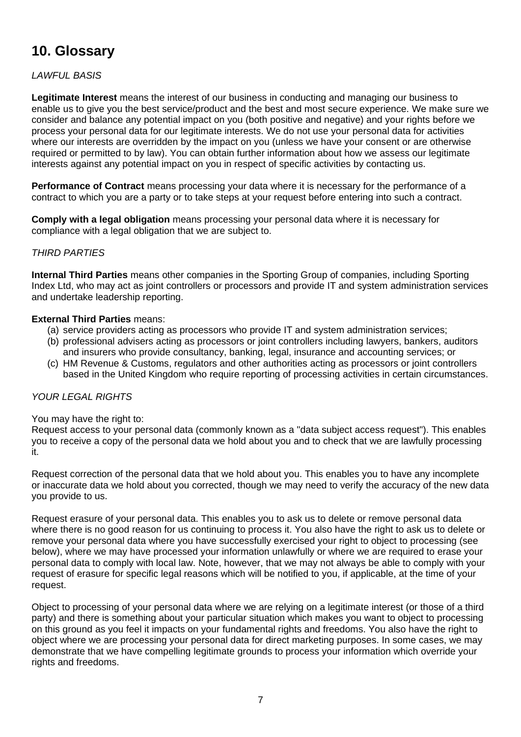# 10. Glossary

*LAWFUL BASIS*

**Legitimate Interest** means the interest of our business in conducting and managing our business to enable us to give you the best service/product and the best and most secure experience. We make sure we consider and balance any potential impact on you (both positive and negative) and your rights before we process your personal data for our legitimate interests. We do not use your personal data for activities where our interests are overridden by the impact on you (unless we have your consent or are otherwise required or permitted to by law). You can obtain further information about how we assess our legitimate interests against any potential impact on you in respect of specific activities by contacting us.

**Performance of Contract** means processing your data where it is necessary for the performance of a contract to which you are a party or to take steps at your request before entering into such a contract.

**Comply with a legal obligation** means processing your personal data where it is necessary for compliance with a legal obligation that we are subject to.

*THIRD PARTIES*

**Internal Third Parties** means other companies in the Sporting Group of companies, including Sporting Index Ltd, who may act as joint controllers or processors and provide IT and system administration services and undertake leadership reporting.

**External Third Parties** means:

(a) service providers acting as processors who provide IT and system administration services;

(b) professional advisers acting as processors or joint controllers including lawyers, bankers, auditors and insurers who provide consultancy, banking, legal, insurance and accounting services; or

(c) HM Revenue & Customs, regulators and other authorities acting as processors or joint controllers based in the United Kingdom who require reporting of processing activities in certain circumstances.

*YOUR LEGAL RIGHTS*

You may have the right to:
Request access to your personal data (commonly known as a "data subject access request"). This enables you to receive a copy of the personal data we hold about you and to check that we are lawfully processing it.

Request correction of the personal data that we hold about you. This enables you to have any incomplete or inaccurate data we hold about you corrected, though we may need to verify the accuracy of the new data you provide to us.

Request erasure of your personal data. This enables you to ask us to delete or remove personal data where there is no good reason for us continuing to process it. You also have the right to ask us to delete or remove your personal data where you have successfully exercised your right to object to processing (see below), where we may have processed your information unlawfully or where we are required to erase your personal data to comply with local law. Note, however, that we may not always be able to comply with your request of erasure for specific legal reasons which will be notified to you, if applicable, at the time of your request.

Object to processing of your personal data where we are relying on a legitimate interest (or those of a third party) and there is something about your particular situation which makes you want to object to processing on this ground as you feel it impacts on your fundamental rights and freedoms. You also have the right to object where we are processing your personal data for direct marketing purposes. In some cases, we may demonstrate that we have compelling legitimate grounds to process your information which override your rights and freedoms.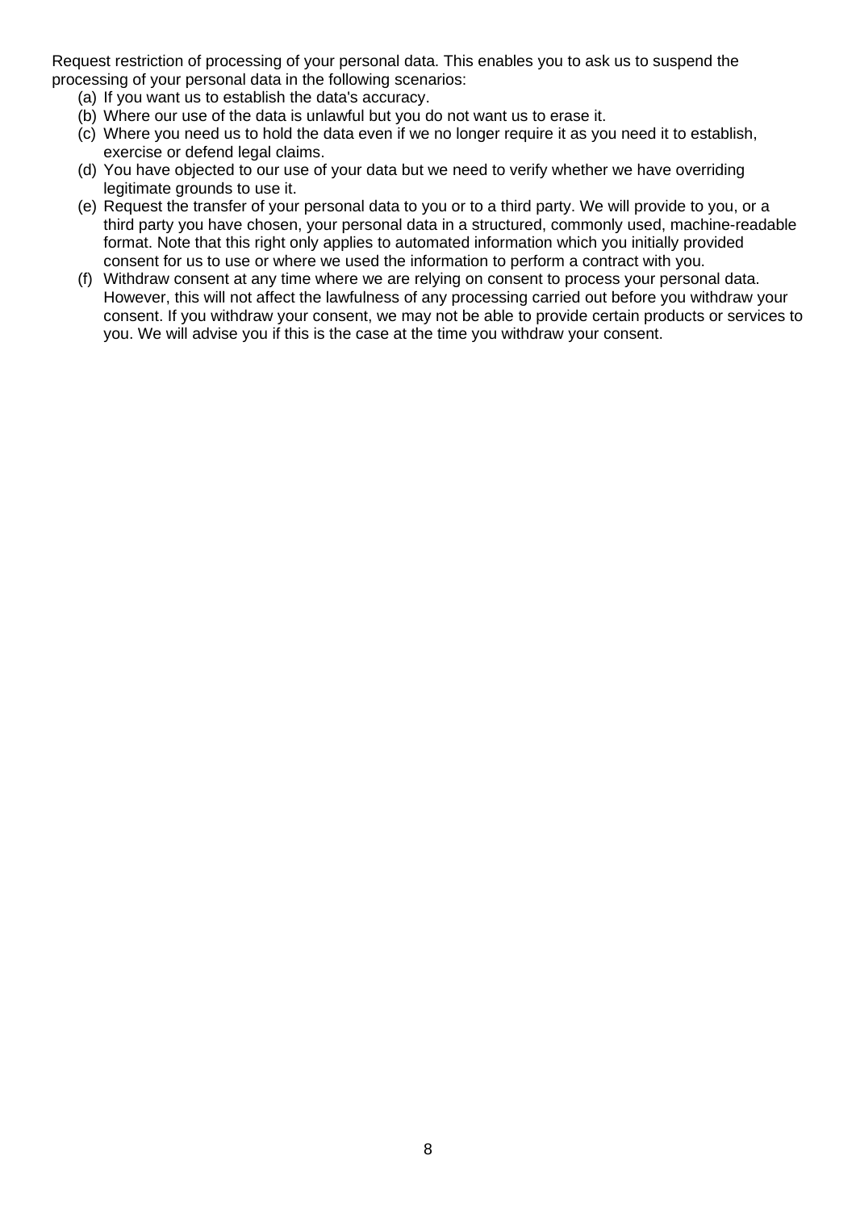Request restriction of processing of your personal data. This enables you to ask us to suspend the processing of your personal data in the following scenarios:

(a) If you want us to establish the data's accuracy.
(b) Where our use of the data is unlawful but you do not want us to erase it.
(c) Where you need us to hold the data even if we no longer require it as you need it to establish, exercise or defend legal claims.
(d) You have objected to our use of your data but we need to verify whether we have overriding legitimate grounds to use it.
(e) Request the transfer of your personal data to you or to a third party. We will provide to you, or a third party you have chosen, your personal data in a structured, commonly used, machine-readable format. Note that this right only applies to automated information which you initially provided consent for us to use or where we used the information to perform a contract with you.
(f) Withdraw consent at any time where we are relying on consent to process your personal data. However, this will not affect the lawfulness of any processing carried out before you withdraw your consent. If you withdraw your consent, we may not be able to provide certain products or services to you. We will advise you if this is the case at the time you withdraw your consent.